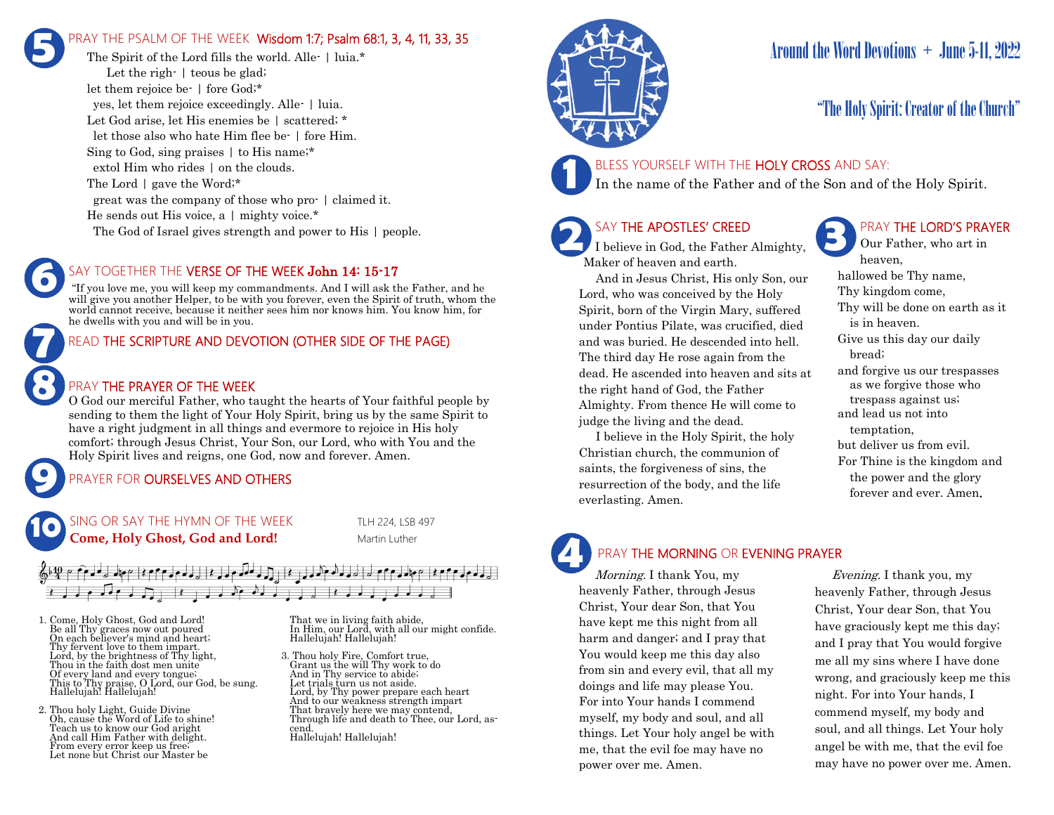# Around the Word Devotions + June 5-11, 2022

## "The Holy Spirit: Creator of the Church"

### 1 BLESS YOURSELF WITH THE HOLY CROSS AND SAY:

In the name of the Father and of the Son and of the Holy Spirit.

### 2 SAY THE APOSTLES' CREED

I believe in God, the Father Almighty, Maker of heaven and earth.

And in Jesus Christ, His only Son, our Lord, who was conceived by the Holy Spirit, born of the Virgin Mary, suffered under Pontius Pilate, was crucified, died and was buried. He descended into hell. The third day He rose again from the dead. He ascended into heaven and sits at the right hand of God, the Father Almighty. From thence He will come to judge the living and the dead.

I believe in the Holy Spirit, the holy Christian church, the communion of saints, the forgiveness of sins, the resurrection of the body, and the life everlasting. Amen.

### 3 PRAY THE LORD'S PRAYER

Our Father, who art in heaven,  
hallowed be Thy name,  
Thy kingdom come,  
Thy will be done on earth as it is in heaven.  
Give us this day our daily bread;  
and forgive us our trespasses as we forgive those who trespass against us;  
and lead us not into temptation,  
but deliver us from evil.  
For Thine is the kingdom and the power and the glory forever and ever. Amen.

### 4 PRAY THE MORNING OR EVENING PRAYER

*Morning.* I thank You, my heavenly Father, through Jesus Christ, Your dear Son, that You have kept me this night from all harm and danger; and I pray that You would keep me this day also from sin and every evil, that all my doings and life may please You. For into Your hands I commend myself, my body and soul, and all things. Let Your holy angel be with me, that the evil foe may have no power over me. Amen.

*Evening.* I thank you, my heavenly Father, through Jesus Christ, Your dear Son, that You have graciously kept me this day; and I pray that You would forgive me all my sins where I have done wrong, and graciously keep me this night. For into Your hands, I commend myself, my body and soul, and all things. Let Your holy angel be with me, that the evil foe may have no power over me. Amen.

### 5 PRAY THE PSALM OF THE WEEK Wisdom 1:7; Psalm 68:1, 3, 4, 11, 33, 35

The Spirit of the Lord fills the world. Alle- | luia.*  
Let the righ- | teous be glad;  
let them rejoice be- | fore God;*  
yes, let them rejoice exceedingly. Alle- | luia.  
Let God arise, let His enemies be | scattered; *  
let those also who hate Him flee be- | fore Him.  
Sing to God, sing praises | to His name;*  
extol Him who rides | on the clouds.  
The Lord | gave the Word;*  
great was the company of those who pro- | claimed it.  
He sends out His voice, a | mighty voice.*  
The God of Israel gives strength and power to His | people.

### 6 SAY TOGETHER THE VERSE OF THE WEEK John 14: 15-17

"If you love me, you will keep my commandments. And I will ask the Father, and he will give you another Helper, to be with you forever, even the Spirit of truth, whom the world cannot receive, because it neither sees him nor knows him. You know him, for he dwells with you and will be in you.

### 7 READ THE SCRIPTURE AND DEVOTION (OTHER SIDE OF THE PAGE)

### 8 PRAY THE PRAYER OF THE WEEK

O God our merciful Father, who taught the hearts of Your faithful people by sending to them the light of Your Holy Spirit, bring us by the same Spirit to have a right judgment in all things and evermore to rejoice in His holy comfort; through Jesus Christ, Your Son, our Lord, who with You and the Holy Spirit lives and reigns, one God, now and forever. Amen.

### 9 PRAYER FOR OURSELVES AND OTHERS

### 10 SING OR SAY THE HYMN OF THE WEEK

TLH 224, LSB 497

**Come, Holy Ghost, God and Lord!** — Martin Luther

1. Come, Holy Ghost, God and Lord!  
Be all Thy graces now out poured  
On each believer's mind and heart;  
Thy fervent love to them impart.  
Lord, by the brightness of Thy light,  
Thou in the faith dost men unite  
Of every land and every tongue;  
This to Thy praise, O Lord, our God, be sung.  
Hallelujah! Hallelujah!

2. Thou holy Light, Guide Divine  
Oh, cause the Word of Life to shine!  
Teach us to know our God aright  
And call Him Father with delight.  
From every error keep us free;  
Let none but Christ our Master be  
That we in living faith abide,  
In Him, our Lord, with all our might confide.  
Hallelujah! Hallelujah!

3. Thou holy Fire, Comfort true,  
Grant us the will Thy work to do  
And in Thy service to abide;  
Let trials turn us not aside.  
Lord, by Thy power prepare each heart  
And to our weakness strength impart  
That bravely here we may contend,  
Through life and death to Thee, our Lord, ascend.  
Hallelujah! Hallelujah!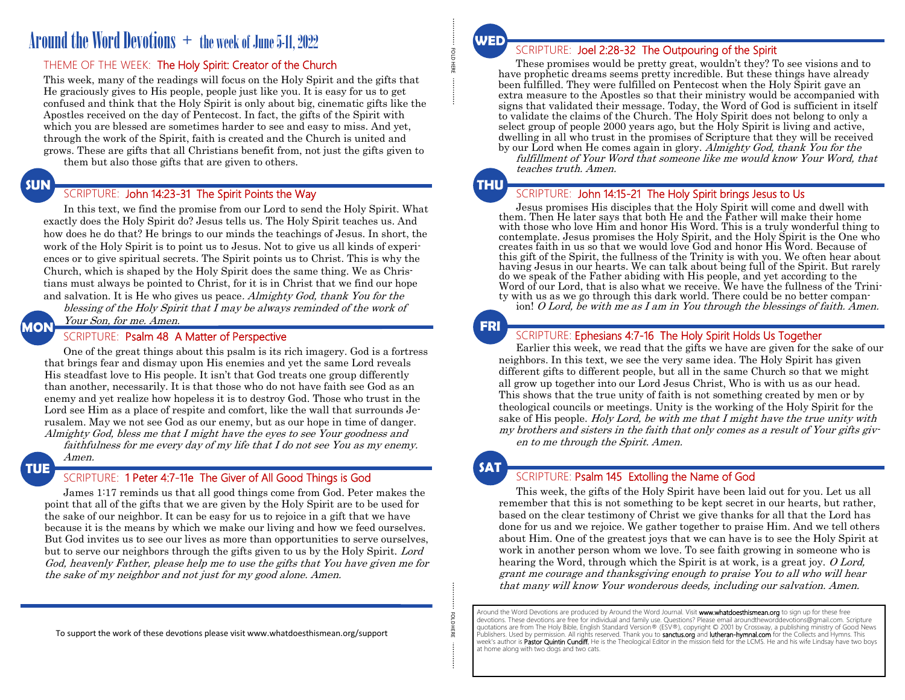# Around the Word Devotions + the week of June 5-11, 2022

## THEME OF THE WEEK: The Holy Spirit: Creator of the Church

This week, many of the readings will focus on the Holy Spirit and the gifts that He graciously gives to His people, people just like you. It is easy for us to get confused and think that the Holy Spirit is only about big, cinematic gifts like the Apostles received on the day of Pentecost. In fact, the gifts of the Spirit with which you are blessed are sometimes harder to see and easy to miss. And yet, through the work of the Spirit, faith is created and the Church is united and grows. These are gifts that all Christians benefit from, not just the gifts given to them but also those gifts that are given to others.

## SUN

### SCRIPTURE: John 14:23-31 The Spirit Points the Way

In this text, we find the promise from our Lord to send the Holy Spirit. What exactly does the Holy Spirit do? Jesus tells us. The Holy Spirit teaches us. And how does he do that? He brings to our minds the teachings of Jesus. In short, the work of the Holy Spirit is to point us to Jesus. Not to give us all kinds of experiences or to give spiritual secrets. The Spirit points us to Christ. This is why the Church, which is shaped by the Holy Spirit does the same thing. We as Christians must always be pointed to Christ, for it is in Christ that we find our hope and salvation. It is He who gives us peace. *Almighty God, thank You for the blessing of the Holy Spirit that I may be always reminded of the work of Your Son, for me. Amen.*

## MON

### SCRIPTURE: Psalm 48 A Matter of Perspective

One of the great things about this psalm is its rich imagery. God is a fortress that brings fear and dismay upon His enemies and yet the same Lord reveals His steadfast love to His people. It isn't that God treats one group differently than another, necessarily. It is that those who do not have faith see God as an enemy and yet realize how hopeless it is to destroy God. Those who trust in the Lord see Him as a place of respite and comfort, like the wall that surrounds Jerusalem. May we not see God as our enemy, but as our hope in time of danger. *Almighty God, bless me that I might have the eyes to see Your goodness and faithfulness for me every day of my life that I do not see You as my enemy. Amen.*

## TUE

### SCRIPTURE: 1 Peter 4:7-11e The Giver of All Good Things is God

James 1:17 reminds us that all good things come from God. Peter makes the point that all of the gifts that we are given by the Holy Spirit are to be used for the sake of our neighbor. It can be easy for us to rejoice in a gift that we have because it is the means by which we make our living and how we feed ourselves. But God invites us to see our lives as more than opportunities to serve ourselves, but to serve our neighbors through the gifts given to us by the Holy Spirit. *Lord God, heavenly Father, please help me to use the gifts that You have given me for the sake of my neighbor and not just for my good alone. Amen.*

To support the work of these devotions please visit www.whatdoesthismean.org/support

## WED

### SCRIPTURE: Joel 2:28-32 The Outpouring of the Spirit

These promises would be pretty great, wouldn't they? To see visions and to have prophetic dreams seems pretty incredible. But these things have already been fulfilled. They were fulfilled on Pentecost when the Holy Spirit gave an extra measure to the Apostles so that their ministry would be accompanied with signs that validated their message. Today, the Word of God is sufficient in itself to validate the claims of the Church. The Holy Spirit does not belong to only a select group of people 2000 years ago, but the Holy Spirit is living and active, dwelling in all who trust in the promises of Scripture that they will be received by our Lord when He comes again in glory. *Almighty God, thank You for the fulfillment of Your Word that someone like me would know Your Word, that teaches truth. Amen.*

## THU

### SCRIPTURE: John 14:15-21 The Holy Spirit brings Jesus to Us

Jesus promises His disciples that the Holy Spirit will come and dwell with them. Then He later says that both He and the Father will make their home with those who love Him and honor His Word. This is a truly wonderful thing to contemplate. Jesus promises the Holy Spirit, and the Holy Spirit is the One who creates faith in us so that we would love God and honor His Word. Because of this gift of the Spirit, the fullness of the Trinity is with you. We often hear about having Jesus in our hearts. We can talk about being full of the Spirit. But rarely do we speak of the Father abiding with His people, and yet according to the Word of our Lord, that is also what we receive. We have the fullness of the Trinity with us as we go through this dark world. There could be no better companion! *O Lord, be with me as I am in You through the blessings of faith. Amen.*

## FRI

### SCRIPTURE: Ephesians 4:7-16 The Holy Spirit Holds Us Together

Earlier this week, we read that the gifts we have are given for the sake of our neighbors. In this text, we see the very same idea. The Holy Spirit has given different gifts to different people, but all in the same Church so that we might all grow up together into our Lord Jesus Christ, Who is with us as our head. This shows that the true unity of faith is not something created by men or by theological councils or meetings. Unity is the working of the Holy Spirit for the sake of His people. *Holy Lord, be with me that I might have the true unity with my brothers and sisters in the faith that only comes as a result of Your gifts given to me through the Spirit. Amen.*

## SAT

### SCRIPTURE: Psalm 145 Extolling the Name of God

This week, the gifts of the Holy Spirit have been laid out for you. Let us all remember that this is not something to be kept secret in our hearts, but rather, based on the clear testimony of Christ we give thanks for all that the Lord has done for us and we rejoice. We gather together to praise Him. And we tell others about Him. One of the greatest joys that we can have is to see the Holy Spirit at work in another person whom we love. To see faith growing in someone who is hearing the Word, through which the Spirit is at work, is a great joy. *O Lord, grant me courage and thanksgiving enough to praise You to all who will hear that many will know Your wonderous deeds, including our salvation. Amen.*

Around the Word Devotions are produced by Around the Word Journal. Visit **www.whatdoesthismean.org** to sign up for these free devotions. These devotions are free for individual and family use. Questions? Please email aroundtheworddevotions@gmail.com. Scripture quotations are from The Holy Bible, English Standard Version® (ESV®), copyright © 2001 by Crossway, a publishing ministry of Good News Publishers. Used by permission. All rights reserved. Thank you to **sanctus.org** and **lutheran-hymnal.com** for the Collects and Hymns. This week's author is **Pastor Quintin Cundiff**. He is the Theological Editor in the mission field for the LCMS. He and his wife Lindsay have two boys at home along with two dogs and two cats.